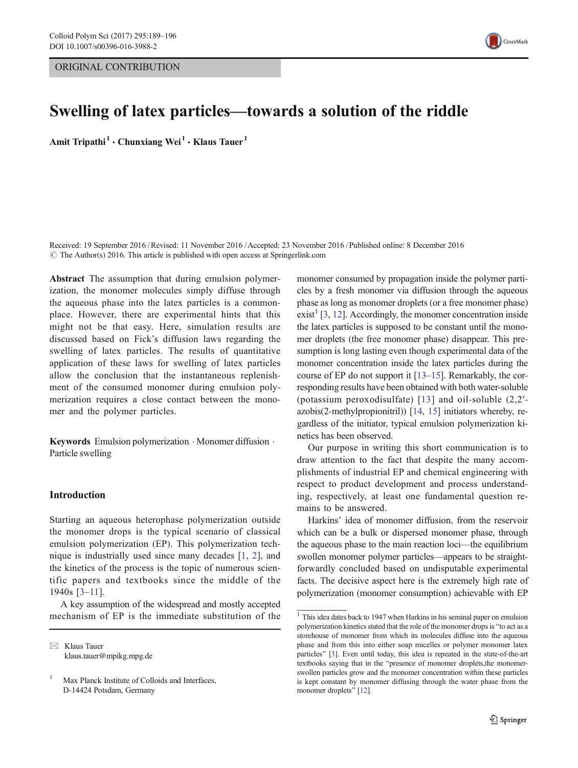ORIGINAL CONTRIBUTION

# Swelling of latex particles—towards a solution of the riddle

**Amit Tripathi** [1] · **Chunxiang Wei** [1] · **Klaus Tauer** [1]

Received: 19 September 2016 / Revised: 11 November 2016 / Accepted: 23 November 2016 / Published online: 8 December 2016
© The Author(s) 2016. This article is published with open access at Springerlink.com

**Abstract** The assumption that during emulsion polymerization, the monomer molecules simply diffuse through the aqueous phase into the latex particles is a commonplace. However, there are experimental hints that this might not be that easy. Here, simulation results are discussed based on Fick's diffusion laws regarding the swelling of latex particles. The results of quantitative application of these laws for swelling of latex particles allow the conclusion that the instantaneous replenishment of the consumed monomer during emulsion polymerization requires a close contact between the monomer and the polymer particles.

**Keywords** Emulsion polymerization · Monomer diffusion · Particle swelling

✉ Klaus Tauer
klaus.tauer@mpikg.mpg.de

[1] Max Planck Institute of Colloids and Interfaces, D-14424 Potsdam, Germany

## Introduction

Starting an aqueous heterophase polymerization outside the monomer drops is the typical scenario of classical emulsion polymerization (EP). This polymerization technique is industrially used since many decades [1, 2], and the kinetics of the process is the topic of numerous scientific papers and textbooks since the middle of the 1940s [3–11].

A key assumption of the widespread and mostly accepted mechanism of EP is the immediate substitution of the monomer consumed by propagation inside the polymer particles by a fresh monomer via diffusion through the aqueous phase as long as monomer droplets (or a free monomer phase) exist[1] [3, 12]. Accordingly, the monomer concentration inside the latex particles is supposed to be constant until the monomer droplets (the free monomer phase) disappear. This presumption is long lasting even though experimental data of the monomer concentration inside the latex particles during the course of EP do not support it [13–15]. Remarkably, the corresponding results have been obtained with both water-soluble (potassium peroxodisulfate) [13] and oil-soluble (2,2′-azobis(2-methylpropionitril)) [14, 15] initiators whereby, regardless of the initiator, typical emulsion polymerization kinetics has been observed.

Our purpose in writing this short communication is to draw attention to the fact that despite the many accomplishments of industrial EP and chemical engineering with respect to product development and process understanding, respectively, at least one fundamental question remains to be answered.

Harkins' idea of monomer diffusion, from the reservoir which can be a bulk or dispersed monomer phase, through the aqueous phase to the main reaction loci—the equilibrium swollen monomer polymer particles—appears to be straightforwardly concluded based on undisputable experimental facts. The decisive aspect here is the extremely high rate of polymerization (monomer consumption) achievable with EP

[1] This idea dates back to 1947 when Harkins in his seminal paper on emulsion polymerization kinetics stated that the role of the monomer drops is "to act as a storehouse of monomer from which its molecules diffuse into the aqueous phase and from this into either soap micelles or polymer monomer latex particles" [3]. Even until today, this idea is repeated in the state-of-the-art textbooks saying that in the "presence of monomer droplets,the monomer-swollen particles grow and the monomer concentration within these particles is kept constant by monomer diffusing through the water phase from the monomer droplets" [12].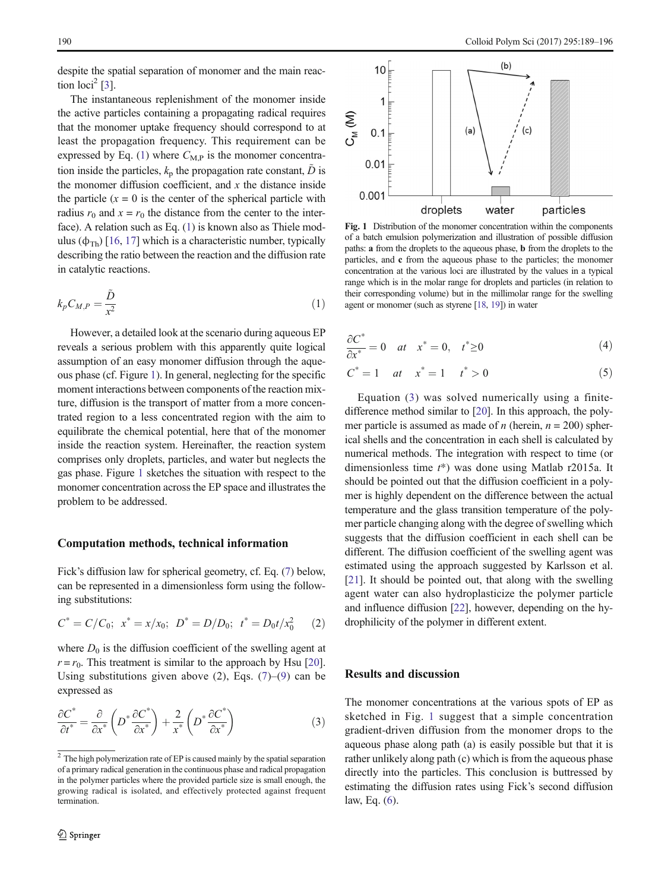despite the spatial separation of monomer and the main reaction loci[2] [3].

The instantaneous replenishment of the monomer inside the active particles containing a propagating radical requires that the monomer uptake frequency should correspond to at least the propagation frequency. This requirement can be expressed by Eq. (1) where $C_{M,P}$ is the monomer concentration inside the particles, $k_p$ the propagation rate constant, $\tilde{D}$ is the monomer diffusion coefficient, and $x$ the distance inside the particle ($x = 0$ is the center of the spherical particle with radius $r_0$ and $x = r_0$ the distance from the center to the interface). A relation such as Eq. (1) is known also as Thiele modulus ($\phi_{Th}$) [16, 17] which is a characteristic number, typically describing the ratio between the reaction and the diffusion rate in catalytic reactions.

$$k_p C_{M,P} = \frac{\tilde{D}}{x^2} \tag{1}$$

However, a detailed look at the scenario during aqueous EP reveals a serious problem with this apparently quite logical assumption of an easy monomer diffusion through the aqueous phase (cf. Figure 1). In general, neglecting for the specific moment interactions between components of the reaction mixture, diffusion is the transport of matter from a more concentrated region to a less concentrated region with the aim to equilibrate the chemical potential, here that of the monomer inside the reaction system. Hereinafter, the reaction system comprises only droplets, particles, and water but neglects the gas phase. Figure 1 sketches the situation with respect to the monomer concentration across the EP space and illustrates the problem to be addressed.

Fig. 1 Distribution of the monomer concentration within the components of a batch emulsion polymerization and illustration of possible diffusion paths: **a** from the droplets to the aqueous phase, **b** from the droplets to the particles, and **c** from the aqueous phase to the particles; the monomer concentration at the various loci are illustrated by the values in a typical range which is in the molar range for droplets and particles (in relation to their corresponding volume) but in the millimolar range for the swelling agent or monomer (such as styrene [18, 19]) in water

## Computation methods, technical information

Fick's diffusion law for spherical geometry, cf. Eq. (7) below, can be represented in a dimensionless form using the following substitutions:

$$C^* = C/C_0; \;\; x^* = x/x_0; \;\; D^* = D/D_0; \;\; t^* = D_0 t/x_0^2 \tag{2}$$

where $D_0$ is the diffusion coefficient of the swelling agent at $r = r_0$. This treatment is similar to the approach by Hsu [20]. Using substitutions given above (2), Eqs. (7)–(9) can be expressed as

$$\frac{\partial C^*}{\partial t^*} = \frac{\partial}{\partial x^*}\left(D^* \frac{\partial C^*}{\partial x^*}\right) + \frac{2}{x^*}\left(D^* \frac{\partial C^*}{\partial x^*}\right) \tag{3}$$

$$\frac{\partial C^*}{\partial x^*} = 0 \quad at \quad x^* = 0, \quad t^* \geq 0 \tag{4}$$

$$C^* = 1 \quad at \quad x^* = 1 \quad t^* > 0 \tag{5}$$

Equation (3) was solved numerically using a finite-difference method similar to [20]. In this approach, the polymer particle is assumed as made of $n$ (herein, $n = 200$) spherical shells and the concentration in each shell is calculated by numerical methods. The integration with respect to time (or dimensionless time $t^*$) was done using Matlab r2015a. It should be pointed out that the diffusion coefficient in a polymer is highly dependent on the difference between the actual temperature and the glass transition temperature of the polymer particle changing along with the degree of swelling which suggests that the diffusion coefficient in each shell can be different. The diffusion coefficient of the swelling agent was estimated using the approach suggested by Karlsson et al. [21]. It should be pointed out, that along with the swelling agent water can also hydroplasticize the polymer particle and influence diffusion [22], however, depending on the hydrophilicity of the polymer in different extent.

## Results and discussion

The monomer concentrations at the various spots of EP as sketched in Fig. 1 suggest that a simple concentration gradient-driven diffusion from the monomer drops to the aqueous phase along path (a) is easily possible but that it is rather unlikely along path (c) which is from the aqueous phase directly into the particles. This conclusion is buttressed by estimating the diffusion rates using Fick's second diffusion law, Eq. (6).

[2] The high polymerization rate of EP is caused mainly by the spatial separation of a primary radical generation in the continuous phase and radical propagation in the polymer particles where the provided particle size is small enough, the growing radical is isolated, and effectively protected against frequent termination.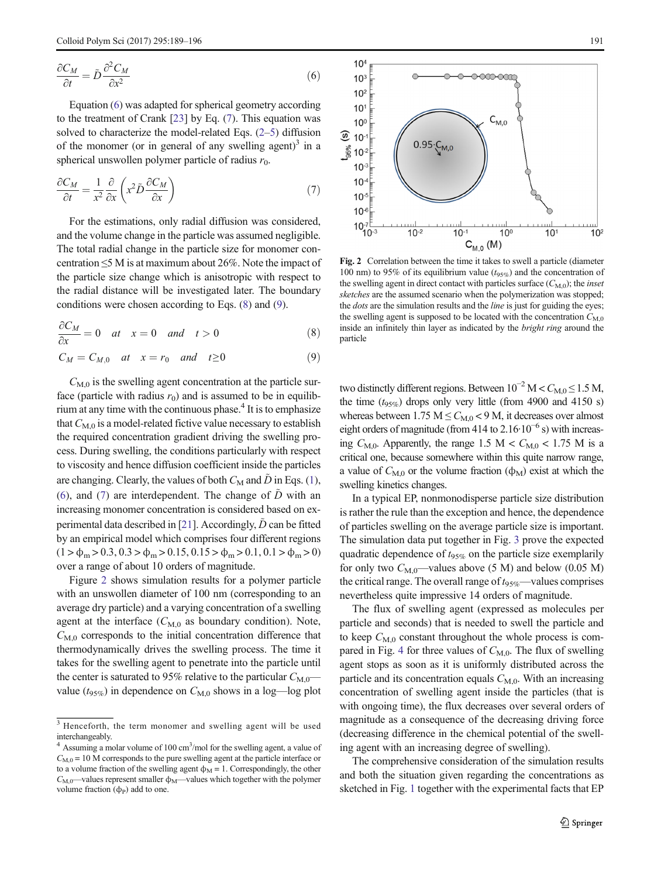$$\frac{\partial C_M}{\partial t} = \tilde{D}\frac{\partial^2 C_M}{\partial x^2} \tag{6}$$

Equation (6) was adapted for spherical geometry according to the treatment of Crank [23] by Eq. (7). This equation was solved to characterize the model-related Eqs. (2–5) diffusion of the monomer (or in general of any swelling agent)[3] in a spherical unswollen polymer particle of radius $r_0$.

$$\frac{\partial C_M}{\partial t} = \frac{1}{x^2}\frac{\partial}{\partial x}\left(x^2\tilde{D}\frac{\partial C_M}{\partial x}\right) \tag{7}$$

For the estimations, only radial diffusion was considered, and the volume change in the particle was assumed negligible. The total radial change in the particle size for monomer concentration ≤5 M is at maximum about 26%. Note the impact of the particle size change which is anisotropic with respect to the radial distance will be investigated later. The boundary conditions were chosen according to Eqs. (8) and (9).

$$\frac{\partial C_M}{\partial x} = 0 \quad at \quad x = 0 \quad and \quad t > 0 \tag{8}$$

$$C_M = C_{M,0} \quad at \quad x = r_0 \quad and \quad t \geq 0 \tag{9}$$

$C_{M,0}$ is the swelling agent concentration at the particle surface (particle with radius $r_0$) and is assumed to be in equilibrium at any time with the continuous phase.[4] It is to emphasize that $C_{M,0}$ is a model-related fictive value necessary to establish the required concentration gradient driving the swelling process. During swelling, the conditions particularly with respect to viscosity and hence diffusion coefficient inside the particles are changing. Clearly, the values of both $C_M$ and $\tilde{D}$ in Eqs. (1), (6), and (7) are interdependent. The change of $\tilde{D}$ with an increasing monomer concentration is considered based on experimental data described in [21]. Accordingly, $\tilde{D}$ can be fitted by an empirical model which comprises four different regions ($1 > \phi_m > 0.3, 0.3 > \phi_m > 0.15, 0.15 > \phi_m > 0.1, 0.1 > \phi_m > 0$) over a range of about 10 orders of magnitude.

Figure 2 shows simulation results for a polymer particle with an unswollen diameter of 100 nm (corresponding to an average dry particle) and a varying concentration of a swelling agent at the interface ($C_{M,0}$ as boundary condition). Note, $C_{M,0}$ corresponds to the initial concentration difference that thermodynamically drives the swelling process. The time it takes for the swelling agent to penetrate into the particle until the center is saturated to 95% relative to the particular $C_{M,0}$—value ($t_{95\%}$) in dependence on $C_{M,0}$ shows in a log—log plot

Fig. 2 Correlation between the time it takes to swell a particle (diameter 100 nm) to 95% of its equilibrium value ($t_{95\%}$) and the concentration of the swelling agent in direct contact with particles surface ($C_{M,0}$); the *inset sketches* are the assumed scenario when the polymerization was stopped; the *dots* are the simulation results and the *line* is just for guiding the eyes; the swelling agent is supposed to be located with the concentration $C_{M,0}$ inside an infinitely thin layer as indicated by the *bright ring* around the particle

two distinctly different regions. Between $10^{-2}$ M < $C_{M,0}$ ≤ 1.5 M, the time ($t_{95\%}$) drops only very little (from 4900 and 4150 s) whereas between 1.75 M ≤ $C_{M,0}$ < 9 M, it decreases over almost eight orders of magnitude (from 414 to $2.16 \cdot 10^{-6}$ s) with increasing $C_{M,0}$. Apparently, the range 1.5 M < $C_{M,0}$ < 1.75 M is a critical one, because somewhere within this quite narrow range, a value of $C_{M,0}$ or the volume fraction ($\phi_M$) exist at which the swelling kinetics changes.

In a typical EP, nonmonodisperse particle size distribution is rather the rule than the exception and hence, the dependence of particles swelling on the average particle size is important. The simulation data put together in Fig. 3 prove the expected quadratic dependence of $t_{95\%}$ on the particle size exemplarily for only two $C_{M,0}$—values above (5 M) and below (0.05 M) the critical range. The overall range of $t_{95\%}$—values comprises nevertheless quite impressive 14 orders of magnitude.

The flux of swelling agent (expressed as molecules per particle and seconds) that is needed to swell the particle and to keep $C_{M,0}$ constant throughout the whole process is compared in Fig. 4 for three values of $C_{M,0}$. The flux of swelling agent stops as soon as it is uniformly distributed across the particle and its concentration equals $C_{M,0}$. With an increasing concentration of swelling agent inside the particles (that is with ongoing time), the flux decreases over several orders of magnitude as a consequence of the decreasing driving force (decreasing difference in the chemical potential of the swelling agent with an increasing degree of swelling).

The comprehensive consideration of the simulation results and both the situation given regarding the concentrations as sketched in Fig. 1 together with the experimental facts that EP

[3] Henceforth, the term monomer and swelling agent will be used interchangeably.

[4] Assuming a molar volume of 100 $cm^3$/mol for the swelling agent, a value of $C_{M,0}$ = 10 M corresponds to the pure swelling agent at the particle interface or to a volume fraction of the swelling agent $\phi_M = 1$. Correspondingly, the other $C_{M,0}$—values represent smaller $\phi_M$—values which together with the polymer volume fraction ($\phi_P$) add to one.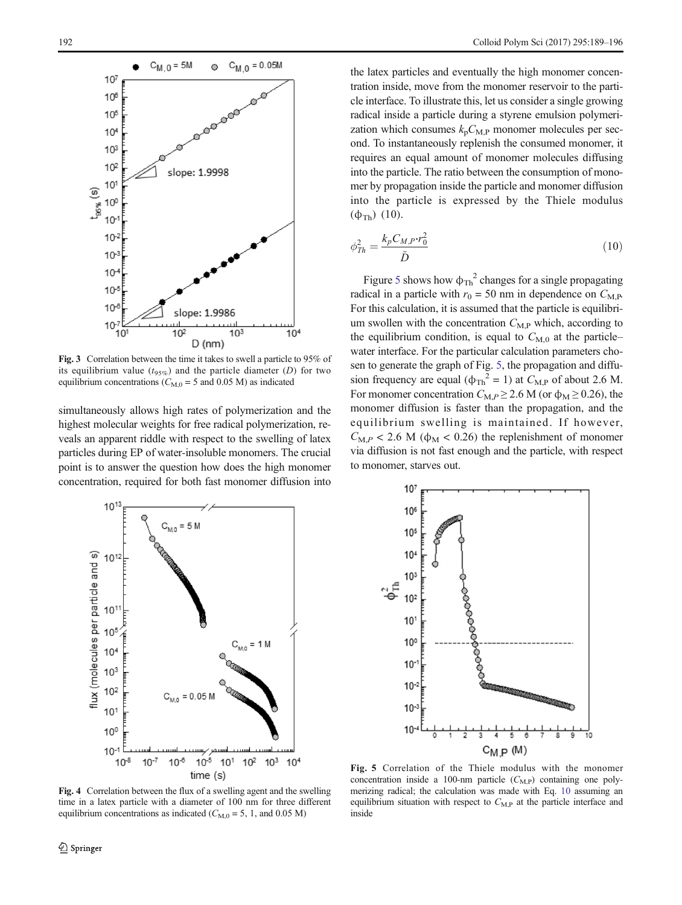Fig. 3 Correlation between the time it takes to swell a particle to 95% of its equilibrium value ($t_{95\%}$) and the particle diameter ($D$) for two equilibrium concentrations ($C_{M,0}$ = 5 and 0.05 M) as indicated

simultaneously allows high rates of polymerization and the highest molecular weights for free radical polymerization, reveals an apparent riddle with respect to the swelling of latex particles during EP of water-insoluble monomers. The crucial point is to answer the question how does the high monomer concentration, required for both fast monomer diffusion into the latex particles and eventually the high monomer concentration inside, move from the monomer reservoir to the particle interface. To illustrate this, let us consider a single growing radical inside a particle during a styrene emulsion polymerization which consumes $k_p C_{M,P}$ monomer molecules per second. To instantaneously replenish the consumed monomer, it requires an equal amount of monomer molecules diffusing into the particle. The ratio between the consumption of monomer by propagation inside the particle and monomer diffusion into the particle is expressed by the Thiele modulus ($\phi_{Th}$) (10).

$$\phi_{Th}^2 = \frac{k_p C_{M,P} \cdot r_0^2}{\tilde{D}} \tag{10}$$

Figure 5 shows how $\phi_{Th}^2$ changes for a single propagating radical in a particle with $r_0$ = 50 nm in dependence on $C_{M,P}$. For this calculation, it is assumed that the particle is equilibrium swollen with the concentration $C_{M,P}$ which, according to the equilibrium condition, is equal to $C_{M,0}$ at the particle–water interface. For the particular calculation parameters chosen to generate the graph of Fig. 5, the propagation and diffusion frequency are equal ($\phi_{Th}^2 = 1$) at $C_{M,P}$ of about 2.6 M. For monomer concentration $C_{M,P} \geq 2.6$ M (or $\phi_M \geq 0.26$), the monomer diffusion is faster than the propagation, and the equilibrium swelling is maintained. If however, $C_{M,P} < 2.6$ M ($\phi_M < 0.26$) the replenishment of monomer via diffusion is not fast enough and the particle, with respect to monomer, starves out.

Fig. 4 Correlation between the flux of a swelling agent and the swelling time in a latex particle with a diameter of 100 nm for three different equilibrium concentrations as indicated ($C_{M,0}$ = 5, 1, and 0.05 M)

Fig. 5 Correlation of the Thiele modulus with the monomer concentration inside a 100-nm particle ($C_{M,P}$) containing one polymerizing radical; the calculation was made with Eq. 10 assuming an equilibrium situation with respect to $C_{M,P}$ at the particle interface and inside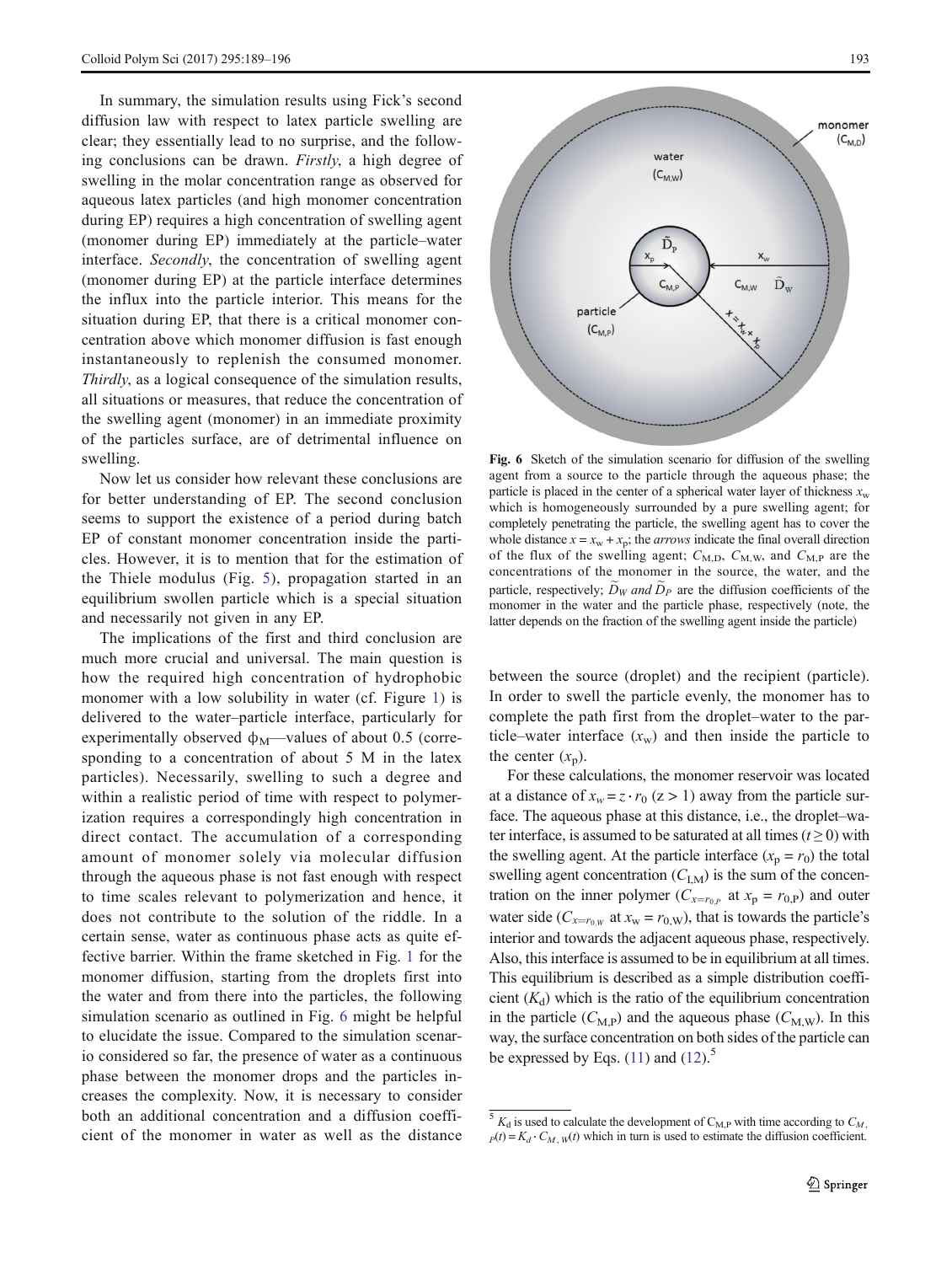In summary, the simulation results using Fick's second diffusion law with respect to latex particle swelling are clear; they essentially lead to no surprise, and the following conclusions can be drawn. *Firstly*, a high degree of swelling in the molar concentration range as observed for aqueous latex particles (and high monomer concentration during EP) requires a high concentration of swelling agent (monomer during EP) immediately at the particle–water interface. *Secondly*, the concentration of swelling agent (monomer during EP) at the particle interface determines the influx into the particle interior. This means for the situation during EP, that there is a critical monomer concentration above which monomer diffusion is fast enough instantaneously to replenish the consumed monomer. *Thirdly*, as a logical consequence of the simulation results, all situations or measures, that reduce the concentration of the swelling agent (monomer) in an immediate proximity of the particles surface, are of detrimental influence on swelling.

Now let us consider how relevant these conclusions are for better understanding of EP. The second conclusion seems to support the existence of a period during batch EP of constant monomer concentration inside the particles. However, it is to mention that for the estimation of the Thiele modulus (Fig. 5), propagation started in an equilibrium swollen particle which is a special situation and necessarily not given in any EP.

The implications of the first and third conclusion are much more crucial and universal. The main question is how the required high concentration of hydrophobic monomer with a low solubility in water (cf. Figure 1) is delivered to the water–particle interface, particularly for experimentally observed $\phi_M$—values of about 0.5 (corresponding to a concentration of about 5 M in the latex particles). Necessarily, swelling to such a degree and within a realistic period of time with respect to polymerization requires a correspondingly high concentration in direct contact. The accumulation of a corresponding amount of monomer solely via molecular diffusion through the aqueous phase is not fast enough with respect to time scales relevant to polymerization and hence, it does not contribute to the solution of the riddle. In a certain sense, water as continuous phase acts as quite effective barrier. Within the frame sketched in Fig. 1 for the monomer diffusion, starting from the droplets first into the water and from there into the particles, the following simulation scenario as outlined in Fig. 6 might be helpful to elucidate the issue. Compared to the simulation scenario considered so far, the presence of water as a continuous phase between the monomer drops and the particles increases the complexity. Now, it is necessary to consider both an additional concentration and a diffusion coefficient of the monomer in water as well as the distance between the source (droplet) and the recipient (particle). In order to swell the particle evenly, the monomer has to complete the path first from the droplet–water to the particle–water interface ($x_w$) and then inside the particle to the center ($x_p$).

monomer ($C_{M,D}$)
water ($C_{M,W}$)
$\tilde{D}_P$
$x_p$
$x_w$
$C_{M,P}$
$C_{M,W}$
$\tilde{D}_W$
particle ($C_{M,P}$)
$x = x_w + x_p$

Fig. 6 Sketch of the simulation scenario for diffusion of the swelling agent from a source to the particle through the aqueous phase; the particle is placed in the center of a spherical water layer of thickness $x_w$ which is homogeneously surrounded by a pure swelling agent; for completely penetrating the particle, the swelling agent has to cover the whole distance $x = x_w + x_p$; the *arrows* indicate the final overall direction of the flux of the swelling agent; $C_{M,D}$, $C_{M,W}$, and $C_{M,P}$ are the concentrations of the monomer in the source, the water, and the particle, respectively; $\tilde{D}_W$ *and* $\tilde{D}_P$ are the diffusion coefficients of the monomer in the water and the particle phase, respectively (note, the latter depends on the fraction of the swelling agent inside the particle)

For these calculations, the monomer reservoir was located at a distance of $x_w = z \cdot r_0$ ($z > 1$) away from the particle surface. The aqueous phase at this distance, i.e., the droplet–water interface, is assumed to be saturated at all times ($t \geq 0$) with the swelling agent. At the particle interface ($x_p = r_0$) the total swelling agent concentration ($C_{I,M}$) is the sum of the concentration on the inner polymer ($C_{x=r_{0,P}}$ at $x_p = r_{0,P}$) and outer water side ($C_{x=r_{0,W}}$ at $x_w = r_{0,W}$), that is towards the particle's interior and towards the adjacent aqueous phase, respectively. Also, this interface is assumed to be in equilibrium at all times. This equilibrium is described as a simple distribution coefficient ($K_d$) which is the ratio of the equilibrium concentration in the particle ($C_{M,P}$) and the aqueous phase ($C_{M,W}$). In this way, the surface concentration on both sides of the particle can be expressed by Eqs. (11) and (12).[5]

[5] $K_d$ is used to calculate the development of $C_{M,P}$ with time according to $C_{M,P}(t) = K_d \cdot C_{M,W}(t)$ which in turn is used to estimate the diffusion coefficient.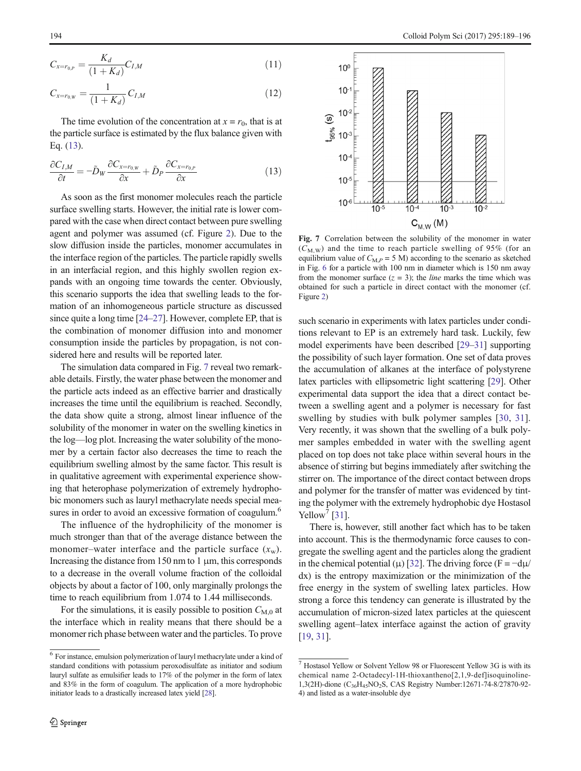$$C_{x=r_{0,P}} = \frac{K_d}{(1+K_d)} C_{I,M} \tag{11}$$

$$C_{x=r_{0,W}} = \frac{1}{(1+K_d)} C_{I,M} \tag{12}$$

The time evolution of the concentration at $x = r_0$, that is at the particle surface is estimated by the flux balance given with Eq. (13).

$$\frac{\partial C_{I,M}}{\partial t} = -\tilde{D}_W \frac{\partial C_{x=r_{0,W}}}{\partial x} + \tilde{D}_P \frac{\partial C_{x=r_{0,P}}}{\partial x} \tag{13}$$

As soon as the first monomer molecules reach the particle surface swelling starts. However, the initial rate is lower compared with the case when direct contact between pure swelling agent and polymer was assumed (cf. Figure 2). Due to the slow diffusion inside the particles, monomer accumulates in the interface region of the particles. The particle rapidly swells in an interfacial region, and this highly swollen region expands with an ongoing time towards the center. Obviously, this scenario supports the idea that swelling leads to the formation of an inhomogeneous particle structure as discussed since quite a long time [24–27]. However, complete EP, that is the combination of monomer diffusion into and monomer consumption inside the particles by propagation, is not considered here and results will be reported later.

The simulation data compared in Fig. 7 reveal two remarkable details. Firstly, the water phase between the monomer and the particle acts indeed as an effective barrier and drastically increases the time until the equilibrium is reached. Secondly, the data show quite a strong, almost linear influence of the solubility of the monomer in water on the swelling kinetics in the log—log plot. Increasing the water solubility of the monomer by a certain factor also decreases the time to reach the equilibrium swelling almost by the same factor. This result is in qualitative agreement with experimental experience showing that heterophase polymerization of extremely hydrophobic monomers such as lauryl methacrylate needs special measures in order to avoid an excessive formation of coagulum.[6]

The influence of the hydrophilicity of the monomer is much stronger than that of the average distance between the monomer–water interface and the particle surface ($x_w$). Increasing the distance from 150 nm to 1 μm, this corresponds to a decrease in the overall volume fraction of the colloidal objects by about a factor of 100, only marginally prolongs the time to reach equilibrium from 1.074 to 1.44 milliseconds.

For the simulations, it is easily possible to position $C_{M,0}$ at the interface which in reality means that there should be a monomer rich phase between water and the particles. To prove such scenario in experiments with latex particles under conditions relevant to EP is an extremely hard task. Luckily, few model experiments have been described [29–31] supporting the possibility of such layer formation. One set of data proves the accumulation of alkanes at the interface of polystyrene latex particles with ellipsometric light scattering [29]. Other experimental data support the idea that a direct contact between a swelling agent and a polymer is necessary for fast swelling by studies with bulk polymer samples [30, 31]. Very recently, it was shown that the swelling of a bulk polymer samples embedded in water with the swelling agent placed on top does not take place within several hours in the absence of stirring but begins immediately after switching the stirrer on. The importance of the direct contact between drops and polymer for the transfer of matter was evidenced by tinting the polymer with the extremely hydrophobic dye Hostasol Yellow[7] [31].

Fig. 7 Correlation between the solubility of the monomer in water ($C_{M,W}$) and the time to reach particle swelling of 95% (for an equilibrium value of $C_{M,P} = 5$ M) according to the scenario as sketched in Fig. 6 for a particle with 100 nm in diameter which is 150 nm away from the monomer surface ($z = 3$); the *line* marks the time which was obtained for such a particle in direct contact with the monomer (cf. Figure 2)

There is, however, still another fact which has to be taken into account. This is the thermodynamic force causes to congregate the swelling agent and the particles along the gradient in the chemical potential (μ) [32]. The driving force ($F = -d\mu/dx$) is the entropy maximization or the minimization of the free energy in the system of swelling latex particles. How strong a force this tendency can generate is illustrated by the accumulation of micron-sized latex particles at the quiescent swelling agent–latex interface against the action of gravity [19, 31].

[6] For instance, emulsion polymerization of lauryl methacrylate under a kind of standard conditions with potassium peroxodisulfate as initiator and sodium lauryl sulfate as emulsifier leads to 17% of the polymer in the form of latex and 83% in the form of coagulum. The application of a more hydrophobic initiator leads to a drastically increased latex yield [28].

[7] Hostasol Yellow or Solvent Yellow 98 or Fluorescent Yellow 3G is with its chemical name 2-Octadecyl-1H-thioxantheno[2,1,9-def]isoquinoline-1,3(2H)-dione ($C_{36}H_{45}NO_2S$, CAS Registry Number:12671-74-8/27870-92-4) and listed as a water-insoluble dye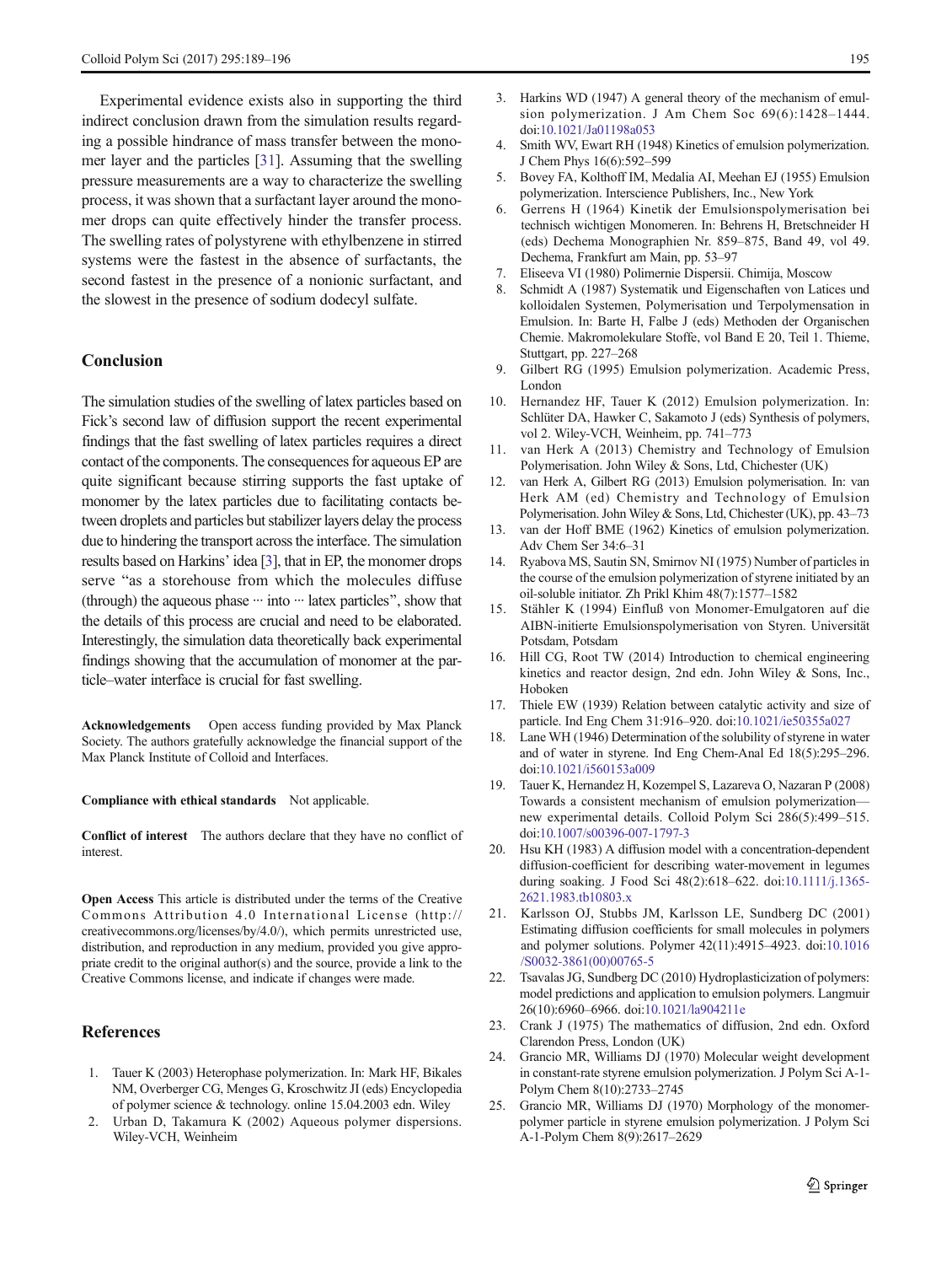Experimental evidence exists also in supporting the third indirect conclusion drawn from the simulation results regarding a possible hindrance of mass transfer between the monomer layer and the particles [31]. Assuming that the swelling pressure measurements are a way to characterize the swelling process, it was shown that a surfactant layer around the monomer drops can quite effectively hinder the transfer process. The swelling rates of polystyrene with ethylbenzene in stirred systems were the fastest in the absence of surfactants, the second fastest in the presence of a nonionic surfactant, and the slowest in the presence of sodium dodecyl sulfate.

## Conclusion

The simulation studies of the swelling of latex particles based on Fick's second law of diffusion support the recent experimental findings that the fast swelling of latex particles requires a direct contact of the components. The consequences for aqueous EP are quite significant because stirring supports the fast uptake of monomer by the latex particles due to facilitating contacts between droplets and particles but stabilizer layers delay the process due to hindering the transport across the interface. The simulation results based on Harkins' idea [3], that in EP, the monomer drops serve "as a storehouse from which the molecules diffuse (through) the aqueous phase ··· into ··· latex particles", show that the details of this process are crucial and need to be elaborated. Interestingly, the simulation data theoretically back experimental findings showing that the accumulation of monomer at the particle–water interface is crucial for fast swelling.

**Acknowledgements** Open access funding provided by Max Planck Society. The authors gratefully acknowledge the financial support of the Max Planck Institute of Colloid and Interfaces.

**Compliance with ethical standards** Not applicable.

**Conflict of interest** The authors declare that they have no conflict of interest.

**Open Access** This article is distributed under the terms of the Creative Commons Attribution 4.0 International License (http://creativecommons.org/licenses/by/4.0/), which permits unrestricted use, distribution, and reproduction in any medium, provided you give appropriate credit to the original author(s) and the source, provide a link to the Creative Commons license, and indicate if changes were made.

## References

1. Tauer K (2003) Heterophase polymerization. In: Mark HF, Bikales NM, Overberger CG, Menges G, Kroschwitz JI (eds) Encyclopedia of polymer science & technology. online 15.04.2003 edn. Wiley
2. Urban D, Takamura K (2002) Aqueous polymer dispersions. Wiley-VCH, Weinheim
3. Harkins WD (1947) A general theory of the mechanism of emulsion polymerization. J Am Chem Soc 69(6):1428–1444. doi:10.1021/Ja01198a053
4. Smith WV, Ewart RH (1948) Kinetics of emulsion polymerization. J Chem Phys 16(6):592–599
5. Bovey FA, Kolthoff IM, Medalia AI, Meehan EJ (1955) Emulsion polymerization. Interscience Publishers, Inc., New York
6. Gerrens H (1964) Kinetik der Emulsionspolymerisation bei technisch wichtigen Monomeren. In: Behrens H, Bretschneider H (eds) Dechema Monographien Nr. 859–875, Band 49, vol 49. Dechema, Frankfurt am Main, pp. 53–97
7. Eliseeva VI (1980) Polimernie Dispersii. Chimija, Moscow
8. Schmidt A (1987) Systematik und Eigenschaften von Latices und kolloidalen Systemen, Polymerisation und Terpolymensation in Emulsion. In: Barte H, Falbe J (eds) Methoden der Organischen Chemie. Makromolekulare Stoffe, vol Band E 20, Teil 1. Thieme, Stuttgart, pp. 227–268
9. Gilbert RG (1995) Emulsion polymerization. Academic Press, London
10. Hernandez HF, Tauer K (2012) Emulsion polymerization. In: Schlüter DA, Hawker C, Sakamoto J (eds) Synthesis of polymers, vol 2. Wiley-VCH, Weinheim, pp. 741–773
11. van Herk A (2013) Chemistry and Technology of Emulsion Polymerisation. John Wiley & Sons, Ltd, Chichester (UK)
12. van Herk A, Gilbert RG (2013) Emulsion polymerization. In: van Herk AM (ed) Chemistry and Technology of Emulsion Polymerisation. John Wiley & Sons, Ltd, Chichester (UK), pp. 43–73
13. van der Hoff BME (1962) Kinetics of emulsion polymerization. Adv Chem Ser 34:6–31
14. Ryabova MS, Sautin SN, Smirnov NI (1975) Number of particles in the course of the emulsion polymerization of styrene initiated by an oil-soluble initiator. Zh Prikl Khim 48(7):1577–1582
15. Stähler K (1994) Einfluß von Monomer-Emulgatoren auf die AIBN-initierte Emulsionspolymerisation von Styren. Universität Potsdam, Potsdam
16. Hill CG, Root TW (2014) Introduction to chemical engineering kinetics and reactor design, 2nd edn. John Wiley & Sons, Inc., Hoboken
17. Thiele EW (1939) Relation between catalytic activity and size of particle. Ind Eng Chem 31:916–920. doi:10.1021/ie50355a027
18. Lane WH (1946) Determination of the solubility of styrene in water and of water in styrene. Ind Eng Chem-Anal Ed 18(5):295–296. doi:10.1021/i560153a009
19. Tauer K, Hernandez H, Kozempel S, Lazareva O, Nazaran P (2008) Towards a consistent mechanism of emulsion polymerization—new experimental details. Colloid Polym Sci 286(5):499–515. doi:10.1007/s00396-007-1797-3
20. Hsu KH (1983) A diffusion model with a concentration-dependent diffusion-coefficient for describing water-movement in legumes during soaking. J Food Sci 48(2):618–622. doi:10.1111/j.1365-2621.1983.tb10803.x
21. Karlsson OJ, Stubbs JM, Karlsson LE, Sundberg DC (2001) Estimating diffusion coefficients for small molecules in polymers and polymer solutions. Polymer 42(11):4915–4923. doi:10.1016/S0032-3861(00)00765-5
22. Tsavalas JG, Sundberg DC (2010) Hydroplasticization of polymers: model predictions and application to emulsion polymers. Langmuir 26(10):6960–6966. doi:10.1021/la904211e
23. Crank J (1975) The mathematics of diffusion, 2nd edn. Oxford Clarendon Press, London (UK)
24. Grancio MR, Williams DJ (1970) Molecular weight development in constant-rate styrene emulsion polymerization. J Polym Sci A-1-Polym Chem 8(10):2733–2745
25. Grancio MR, Williams DJ (1970) Morphology of the monomer-polymer particle in styrene emulsion polymerization. J Polym Sci A-1-Polym Chem 8(9):2617–2629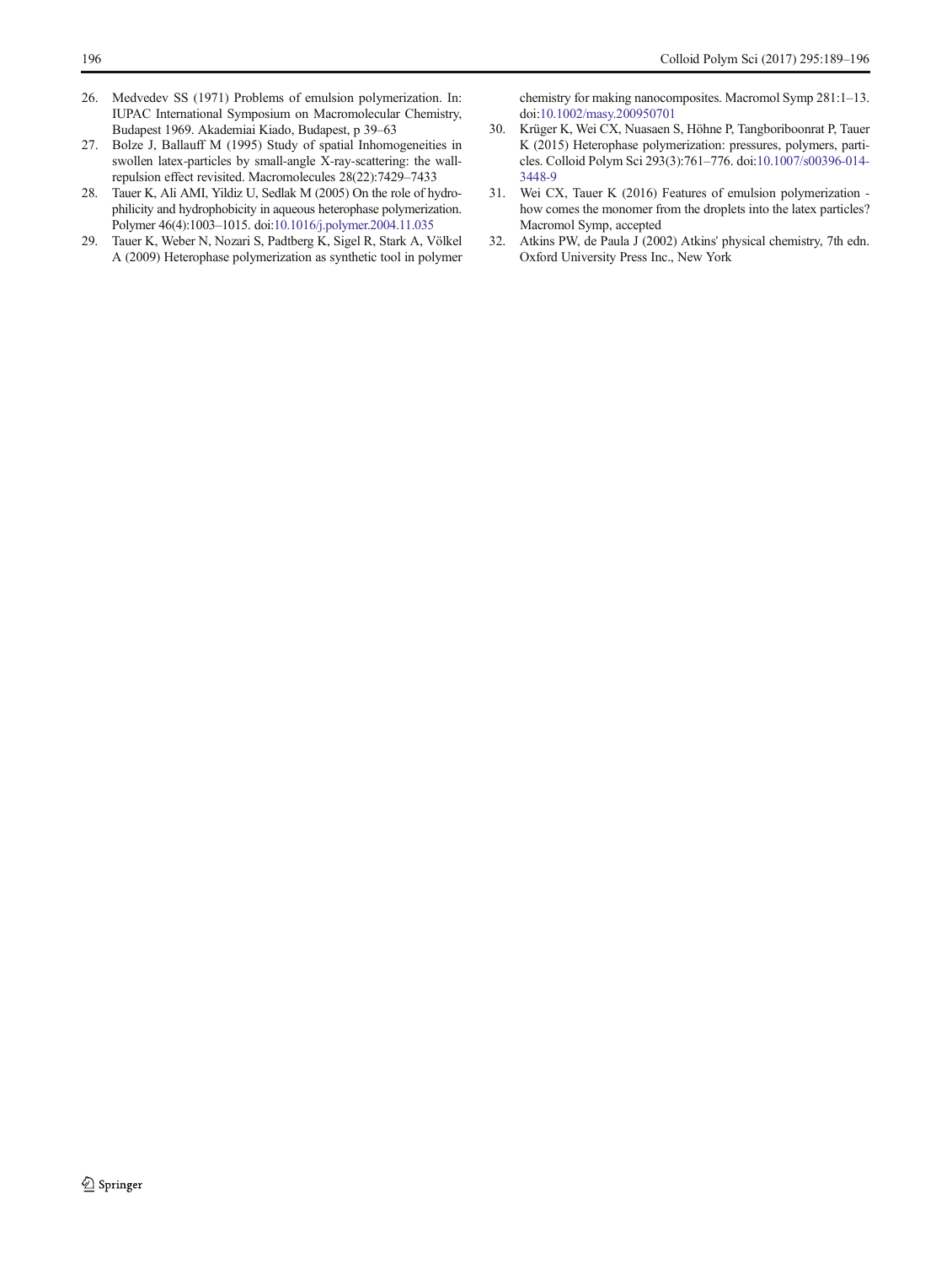26. Medvedev SS (1971) Problems of emulsion polymerization. In: IUPAC International Symposium on Macromolecular Chemistry, Budapest 1969. Akademiai Kiado, Budapest, p 39–63
27. Bolze J, Ballauff M (1995) Study of spatial Inhomogeneities in swollen latex-particles by small-angle X-ray-scattering: the wall-repulsion effect revisited. Macromolecules 28(22):7429–7433
28. Tauer K, Ali AMI, Yildiz U, Sedlak M (2005) On the role of hydrophilicity and hydrophobicity in aqueous heterophase polymerization. Polymer 46(4):1003–1015. doi:10.1016/j.polymer.2004.11.035
29. Tauer K, Weber N, Nozari S, Padtberg K, Sigel R, Stark A, Völkel A (2009) Heterophase polymerization as synthetic tool in polymer chemistry for making nanocomposites. Macromol Symp 281:1–13. doi:10.1002/masy.200950701
30. Krüger K, Wei CX, Nuasaen S, Höhne P, Tangboriboonrat P, Tauer K (2015) Heterophase polymerization: pressures, polymers, particles. Colloid Polym Sci 293(3):761–776. doi:10.1007/s00396-014-3448-9
31. Wei CX, Tauer K (2016) Features of emulsion polymerization - how comes the monomer from the droplets into the latex particles? Macromol Symp, accepted
32. Atkins PW, de Paula J (2002) Atkins' physical chemistry, 7th edn. Oxford University Press Inc., New York